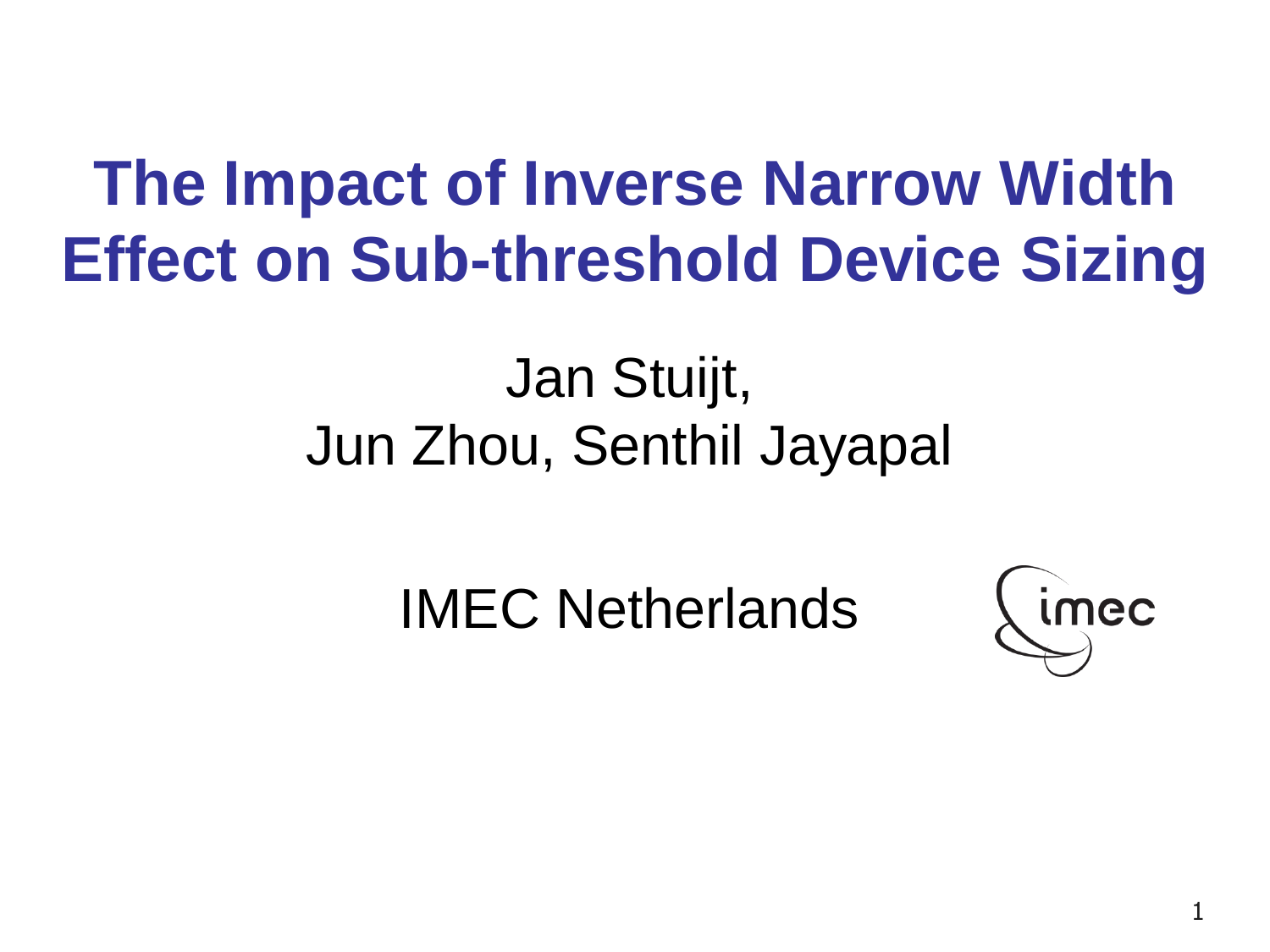# The Impact of Inverse Narrow Width Effect on Sub-threshold Device Sizing

Jan Stuijt,

Jun Zhou, Senthil Jayapal

IMEC Netherlands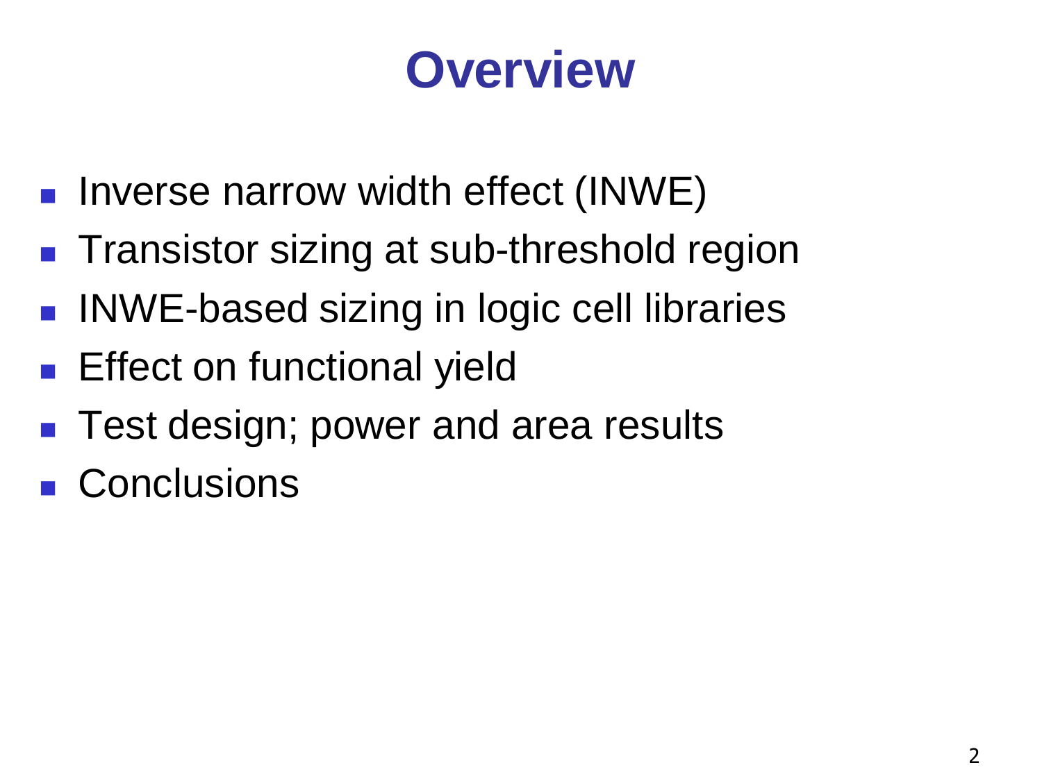# Overview

- Inverse narrow width effect (INWE)
- Transistor sizing at sub-threshold region
- INWE-based sizing in logic cell libraries
- Effect on functional yield
- Test design; power and area results
- Conclusions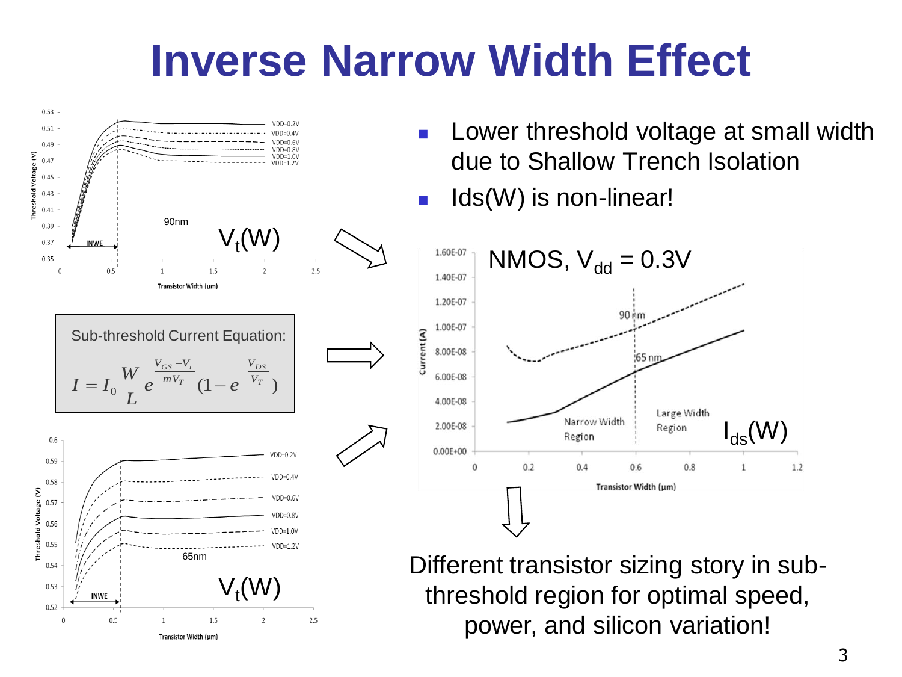# Inverse Narrow Width Effect

- Lower threshold voltage at small width due to Shallow Trench Isolation
- Ids(W) is non-linear!

Sub-threshold Current Equation:

$$I = I_0 \frac{W}{L} e^{\frac{V_{GS}-V_t}{mV_T}} (1 - e^{-\frac{V_{DS}}{V_T}})$$

90nm $V_t(W)$

65nm $V_t(W)$

NMOS, $V_{dd}$ = 0.3V

$I_{ds}(W)$

Different transistor sizing story in sub-threshold region for optimal speed, power, and silicon variation!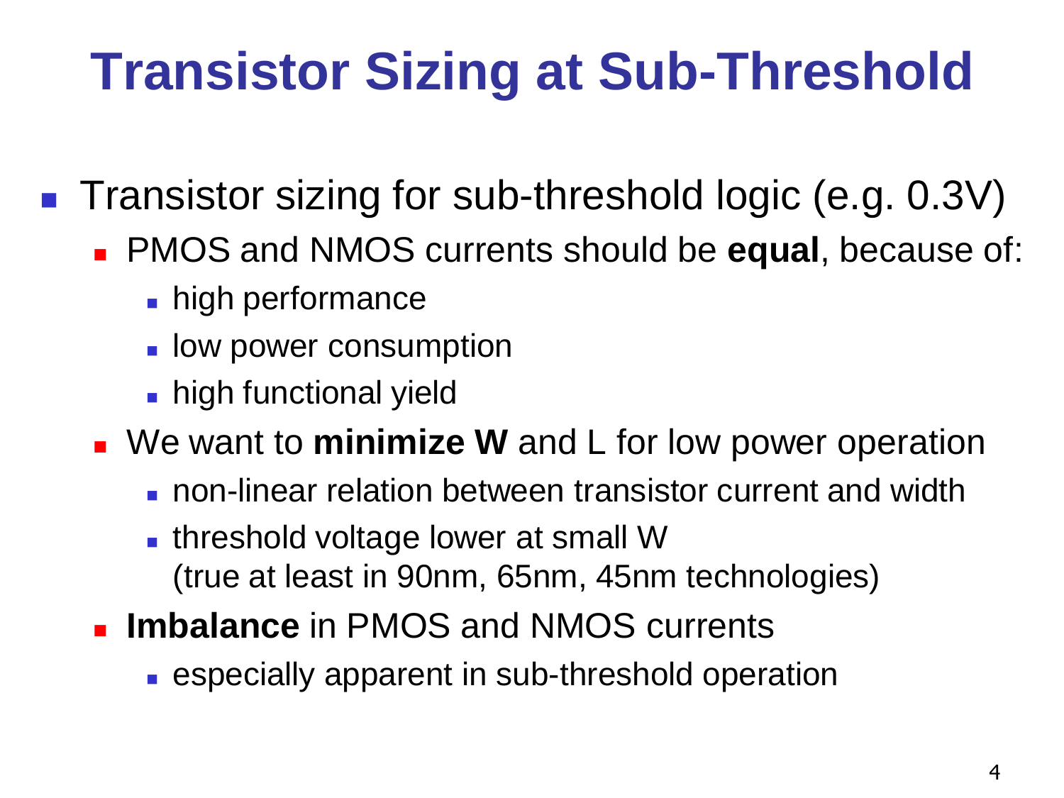# Transistor Sizing at Sub-Threshold

- Transistor sizing for sub-threshold logic (e.g. 0.3V)
  - PMOS and NMOS currents should be **equal**, because of:
    - high performance
    - low power consumption
    - high functional yield
  - We want to **minimize W** and L for low power operation
    - non-linear relation between transistor current and width
    - threshold voltage lower at small W
      (true at least in 90nm, 65nm, 45nm technologies)
  - **Imbalance** in PMOS and NMOS currents
    - especially apparent in sub-threshold operation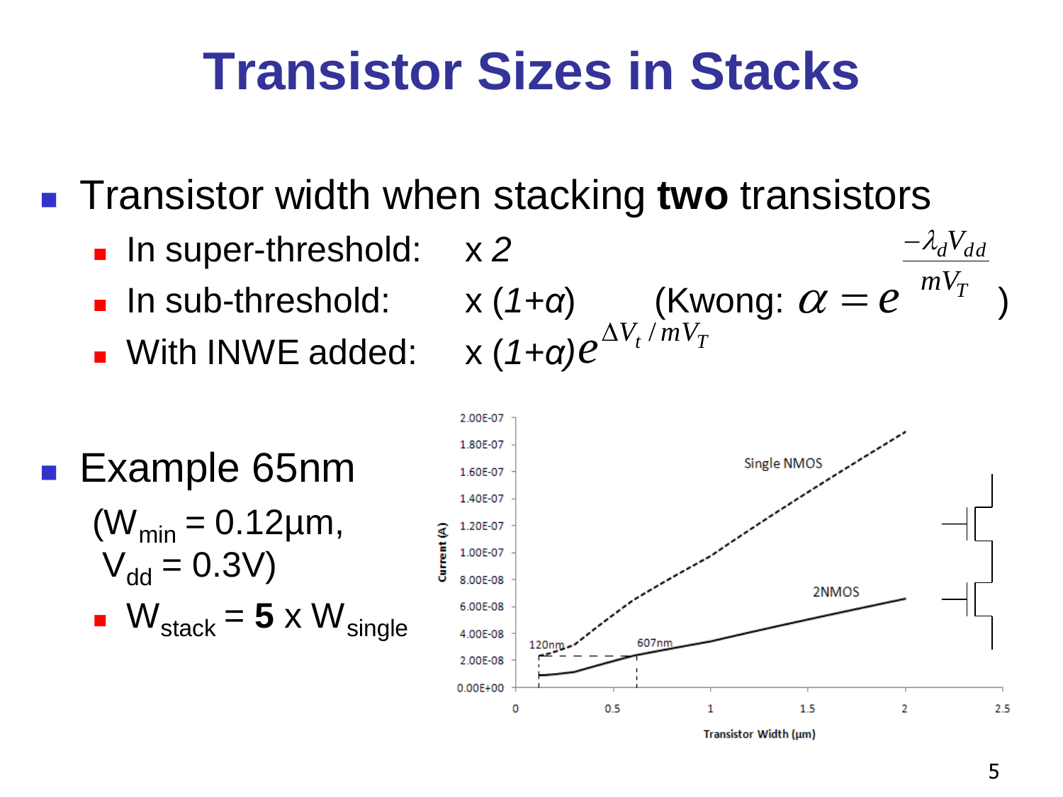# Transistor Sizes in Stacks

- Transistor width when stacking **two** transistors
  - In super-threshold: x *2*
  - In sub-threshold: x $(1+\alpha)$ (Kwong: $\alpha = e^{\frac{-\lambda_d V_{dd}}{m V_T}}$ )
  - With INWE added: x $(1+\alpha)e^{\Delta V_t / m V_T}$

- Example 65nm

  ($W_{min}$ = 0.12µm, $V_{dd}$ = 0.3V)

  - $W_{stack}$ = **5** x $W_{single}$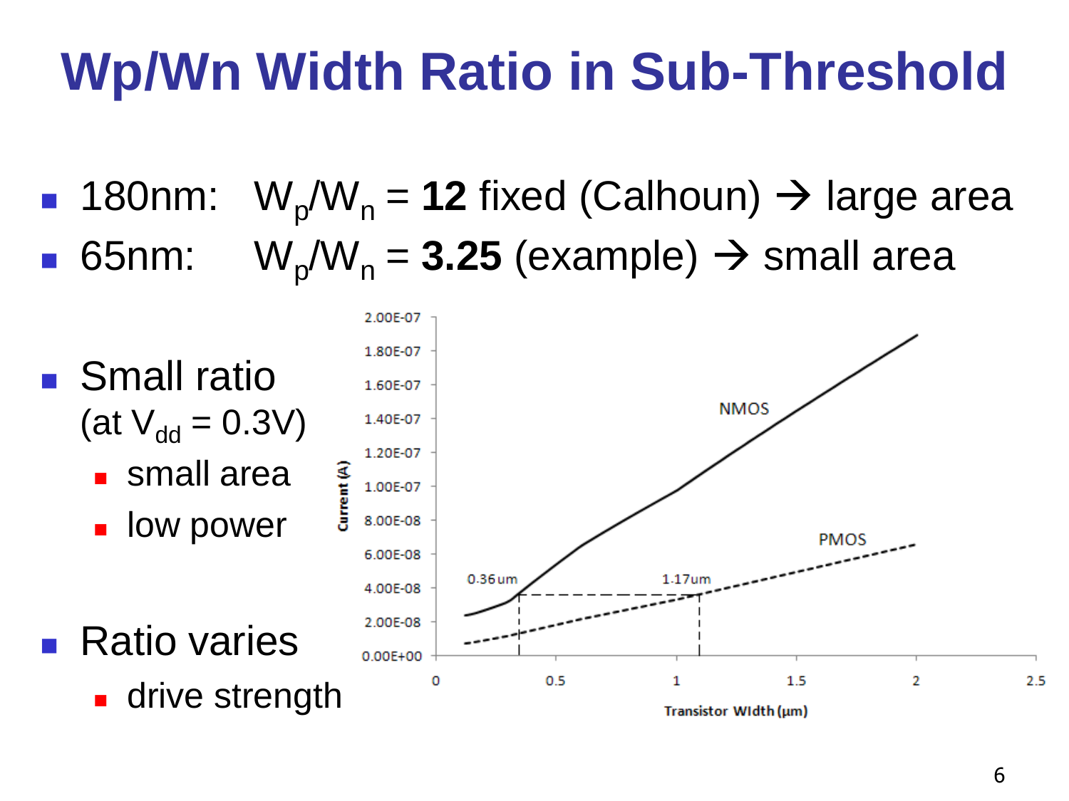# Wp/Wn Width Ratio in Sub-Threshold

- 180nm: $W_p/W_n$ = **12** fixed (Calhoun) → large area
- 65nm: $W_p/W_n$ = **3.25** (example) → small area

- Small ratio (at $V_{dd}$ = 0.3V)
  - small area
  - low power

- Ratio varies
  - drive strength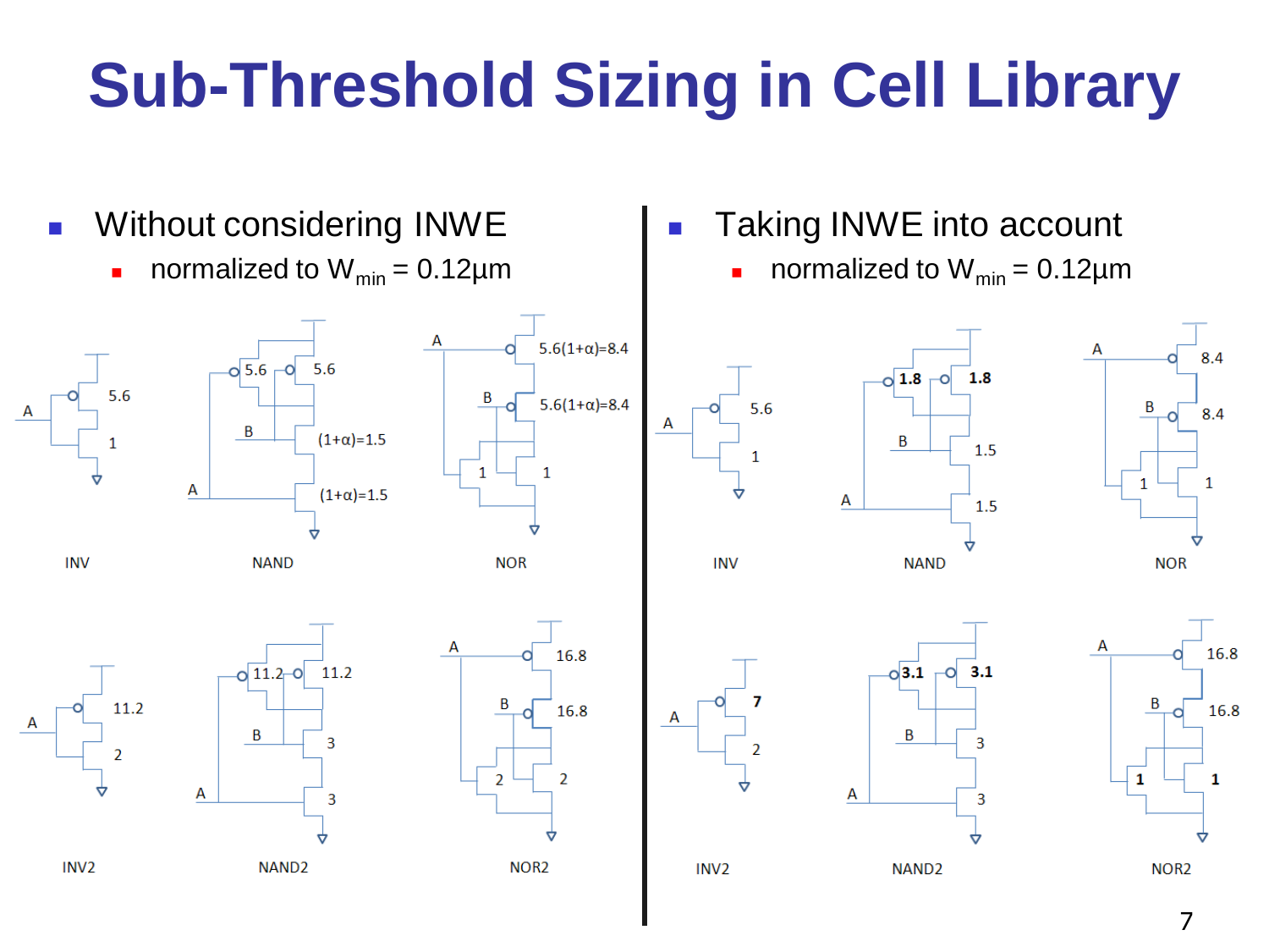# Sub-Threshold Sizing in Cell Library

- Without considering INWE
  - normalized to $W_{min}$ = 0.12µm

INV: 5.6, 1

NAND: 5.6, 5.6, $(1+\alpha)=1.5$, $(1+\alpha)=1.5$

NOR: $5.6(1+\alpha)=8.4$, $5.6(1+\alpha)=8.4$, 1, 1

INV2: 11.2, 2

NAND2: 11.2, 11.2, 3, 3

NOR2: 16.8, 16.8, 2, 2

- Taking INWE into account
  - normalized to $W_{min}$ = 0.12µm

INV: 5.6, 1

NAND: **1.8**, **1.8**, 1.5, 1.5

NOR: 8.4, 8.4, 1, 1

INV2: **7**, 2

NAND2: **3.1**, **3.1**, 3, 3

NOR2: 16.8, 16.8, **1**, **1**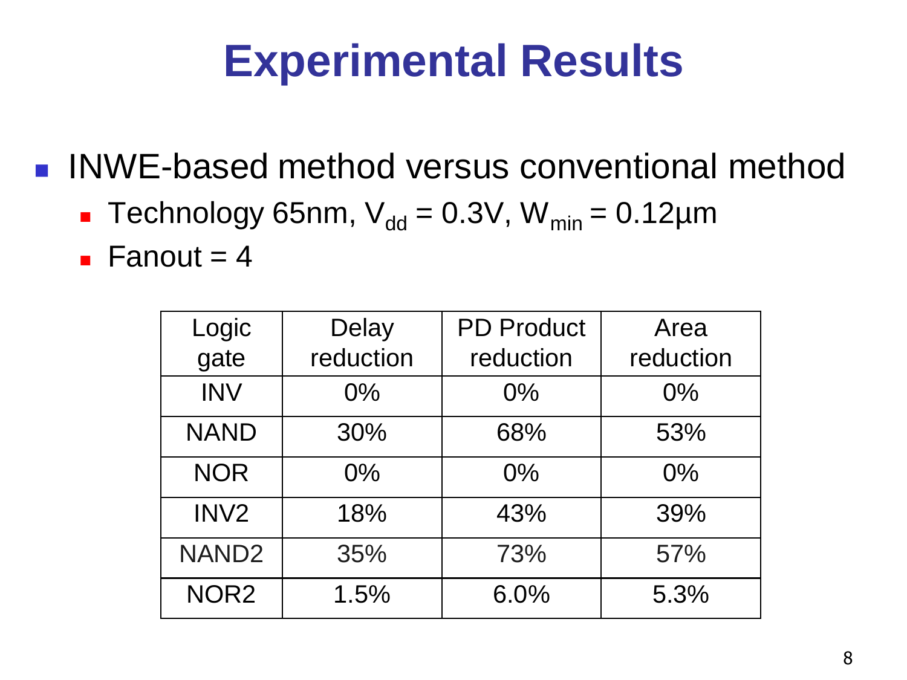# Experimental Results

- INWE-based method versus conventional method
  - Technology 65nm, $V_{dd}$ = 0.3V, $W_{min}$ = 0.12µm
  - Fanout = 4

| Logic gate | Delay reduction | PD Product reduction | Area reduction |
|---|---|---|---|
| INV | 0% | 0% | 0% |
| NAND | 30% | 68% | 53% |
| NOR | 0% | 0% | 0% |
| INV2 | 18% | 43% | 39% |
| NAND2 | 35% | 73% | 57% |
| NOR2 | 1.5% | 6.0% | 5.3% |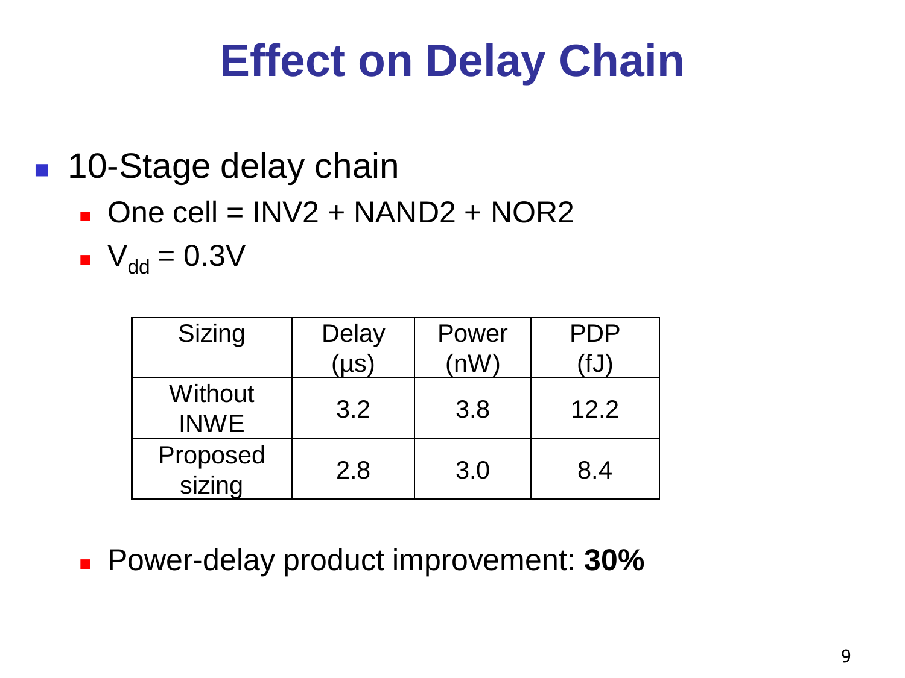# Effect on Delay Chain

- 10-Stage delay chain
  - One cell = INV2 + NAND2 + NOR2
  - $V_{dd}$ = 0.3V

| Sizing | Delay (μs) | Power (nW) | PDP (fJ) |
| --- | --- | --- | --- |
| Without INWE | 3.2 | 3.8 | 12.2 |
| Proposed sizing | 2.8 | 3.0 | 8.4 |

- Power-delay product improvement: **30%**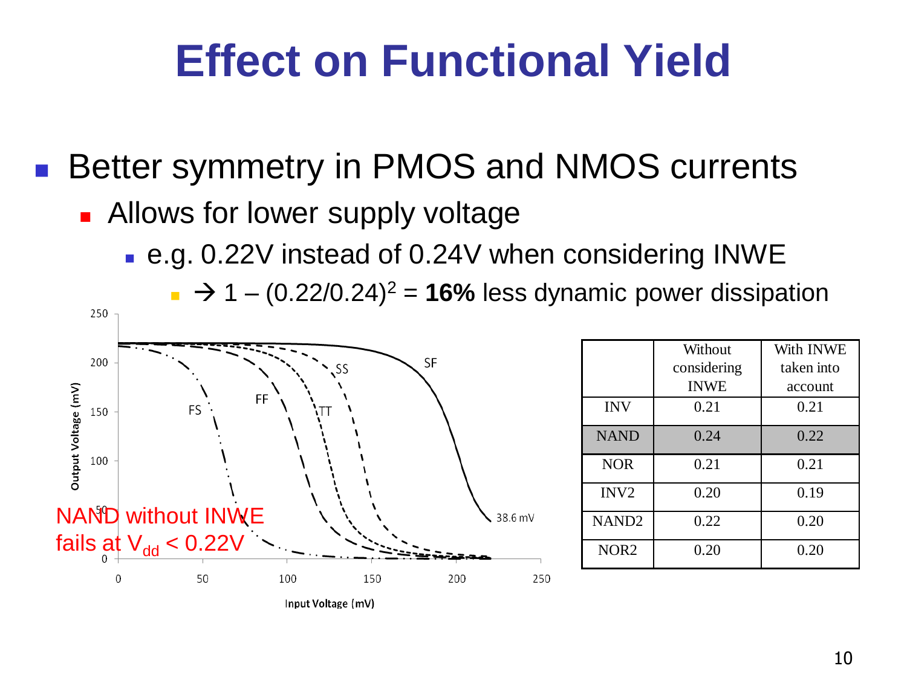# Effect on Functional Yield

- Better symmetry in PMOS and NMOS currents
  - Allows for lower supply voltage
    - e.g. 0.22V instead of 0.24V when considering INWE
      - → $1 - (0.22/0.24)^2$ = **16%** less dynamic power dissipation

NAND without INWE fails at $V_{dd}$ < 0.22V

| | Without considering INWE | With INWE taken into account |
|---|---|---|
| INV | 0.21 | 0.21 |
| NAND | 0.24 | 0.22 |
| NOR | 0.21 | 0.21 |
| INV2 | 0.20 | 0.19 |
| NAND2 | 0.22 | 0.20 |
| NOR2 | 0.20 | 0.20 |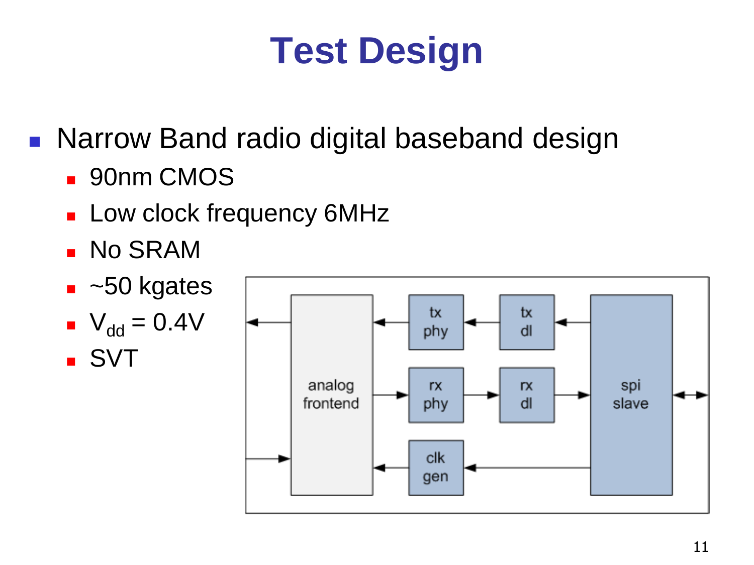# Test Design

- Narrow Band radio digital baseband design
  - 90nm CMOS
  - Low clock frequency 6MHz
  - No SRAM
  - ~50 kgates
  - $V_{dd}$ = 0.4V
  - SVT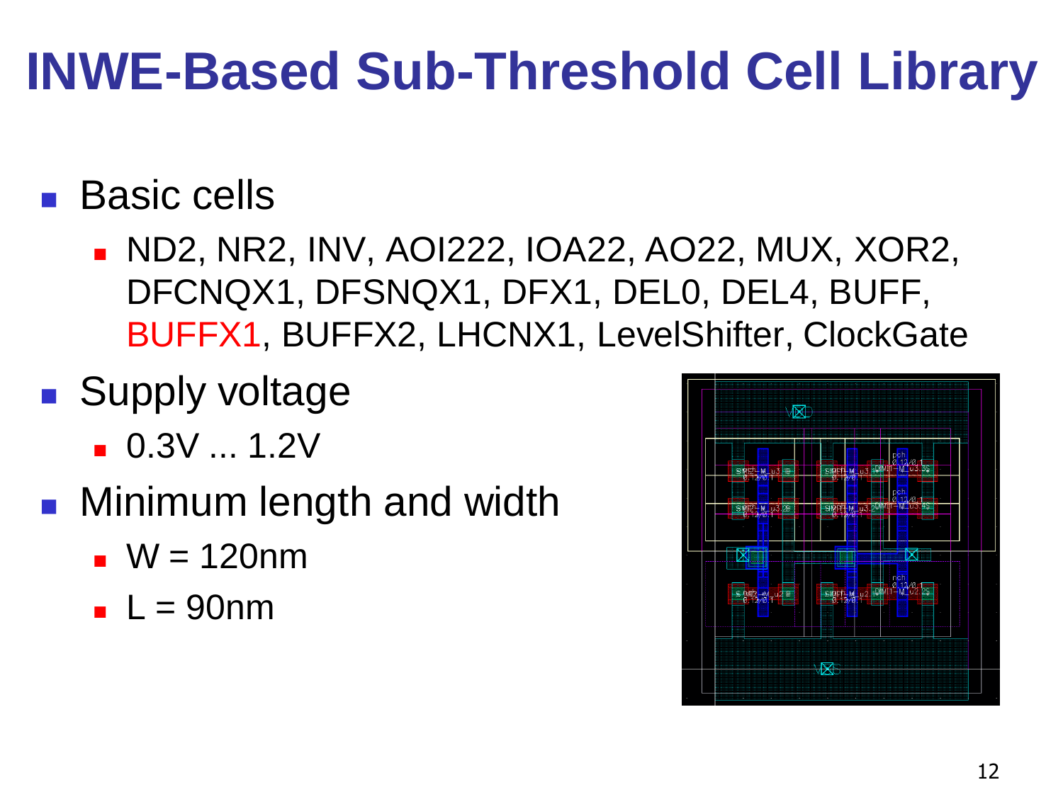# INWE-Based Sub-Threshold Cell Library

- Basic cells
  - ND2, NR2, INV, AOI222, IOA22, AO22, MUX, XOR2, DFCNQX1, DFSNQX1, DFX1, DEL0, DEL4, BUFF, BUFFX1, BUFFX2, LHCNX1, LevelShifter, ClockGate
- Supply voltage
  - 0.3V ... 1.2V
- Minimum length and width
  - W = 120nm
  - L = 90nm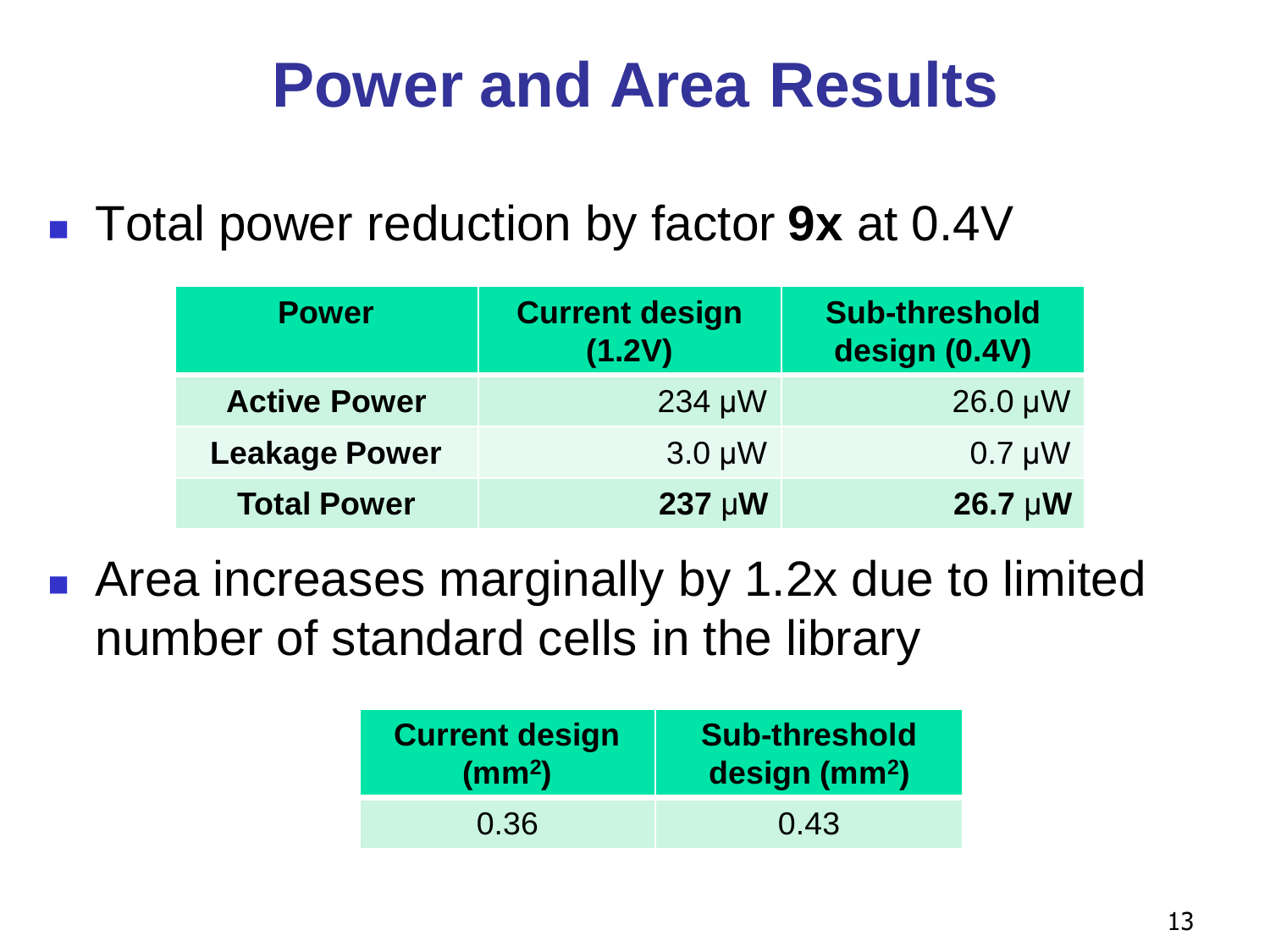# Power and Area Results

- Total power reduction by factor **9x** at 0.4V

| Power | Current design (1.2V) | Sub-threshold design (0.4V) |
|---|---|---|
| **Active Power** | 234 μW | 26.0 μW |
| **Leakage Power** | 3.0 μW | 0.7 μW |
| **Total Power** | **237 μW** | **26.7 μW** |

- Area increases marginally by 1.2x due to limited number of standard cells in the library

| Current design ($mm^2$) | Sub-threshold design ($mm^2$) |
|---|---|
| 0.36 | 0.43 |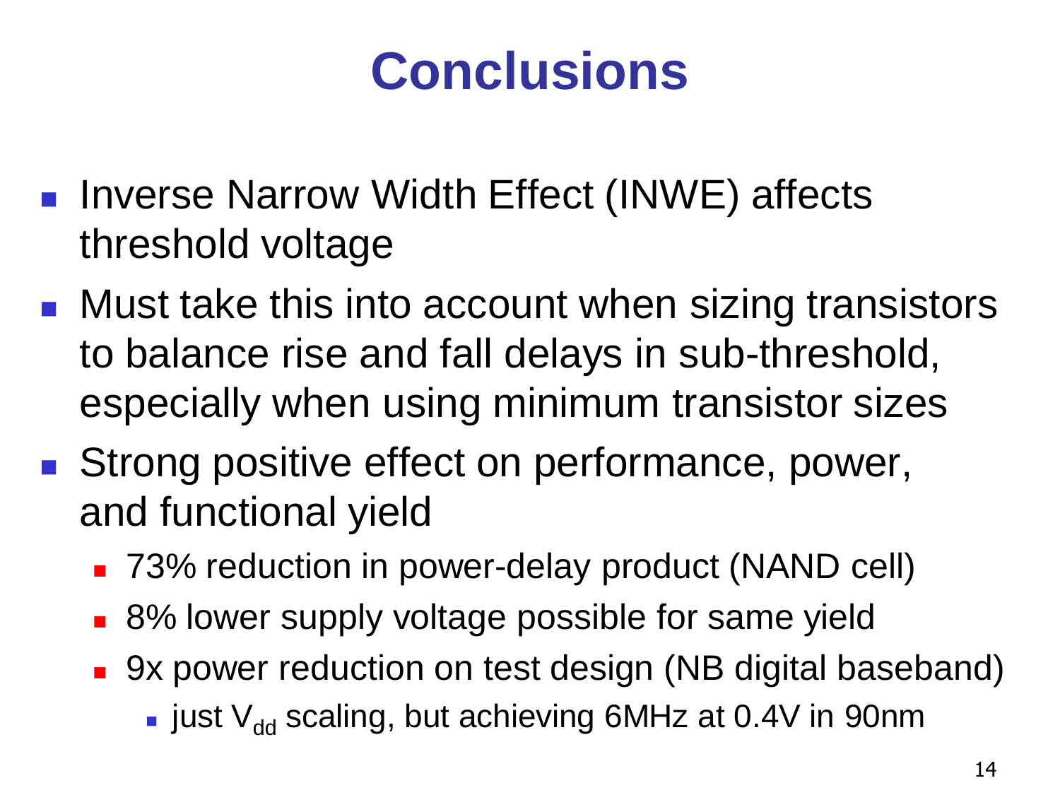# Conclusions

- Inverse Narrow Width Effect (INWE) affects threshold voltage
- Must take this into account when sizing transistors to balance rise and fall delays in sub-threshold, especially when using minimum transistor sizes
- Strong positive effect on performance, power, and functional yield
  - 73% reduction in power-delay product (NAND cell)
  - 8% lower supply voltage possible for same yield
  - 9x power reduction on test design (NB digital baseband)
    - just $V_{dd}$ scaling, but achieving 6MHz at 0.4V in 90nm